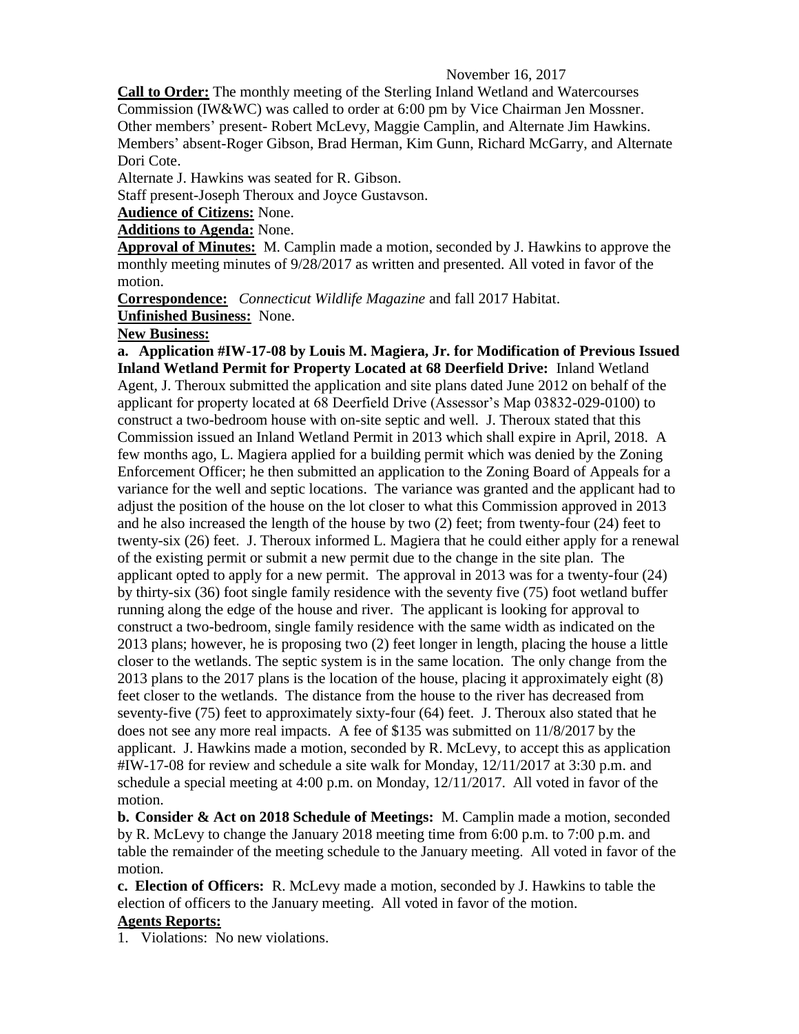November 16, 2017

**Call to Order:** The monthly meeting of the Sterling Inland Wetland and Watercourses Commission (IW&WC) was called to order at 6:00 pm by Vice Chairman Jen Mossner. Other members' present- Robert McLevy, Maggie Camplin, and Alternate Jim Hawkins. Members' absent-Roger Gibson, Brad Herman, Kim Gunn, Richard McGarry, and Alternate Dori Cote.

Alternate J. Hawkins was seated for R. Gibson.

Staff present-Joseph Theroux and Joyce Gustavson.

**Audience of Citizens:** None.

**Additions to Agenda:** None.

**Approval of Minutes:** M. Camplin made a motion, seconded by J. Hawkins to approve the monthly meeting minutes of 9/28/2017 as written and presented. All voted in favor of the motion.

**Correspondence:** *Connecticut Wildlife Magazine* and fall 2017 Habitat.

**Unfinished Business:** None.

**New Business:**

**a. Application #IW-17-08 by Louis M. Magiera, Jr. for Modification of Previous Issued Inland Wetland Permit for Property Located at 68 Deerfield Drive:** Inland Wetland Agent, J. Theroux submitted the application and site plans dated June 2012 on behalf of the applicant for property located at 68 Deerfield Drive (Assessor's Map 03832-029-0100) to construct a two-bedroom house with on-site septic and well. J. Theroux stated that this Commission issued an Inland Wetland Permit in 2013 which shall expire in April, 2018. A few months ago, L. Magiera applied for a building permit which was denied by the Zoning Enforcement Officer; he then submitted an application to the Zoning Board of Appeals for a variance for the well and septic locations. The variance was granted and the applicant had to adjust the position of the house on the lot closer to what this Commission approved in 2013 and he also increased the length of the house by two (2) feet; from twenty-four (24) feet to twenty-six (26) feet. J. Theroux informed L. Magiera that he could either apply for a renewal of the existing permit or submit a new permit due to the change in the site plan. The applicant opted to apply for a new permit. The approval in 2013 was for a twenty-four (24) by thirty-six (36) foot single family residence with the seventy five (75) foot wetland buffer running along the edge of the house and river. The applicant is looking for approval to construct a two-bedroom, single family residence with the same width as indicated on the 2013 plans; however, he is proposing two (2) feet longer in length, placing the house a little closer to the wetlands. The septic system is in the same location. The only change from the 2013 plans to the 2017 plans is the location of the house, placing it approximately eight (8) feet closer to the wetlands. The distance from the house to the river has decreased from seventy-five (75) feet to approximately sixty-four (64) feet. J. Theroux also stated that he does not see any more real impacts. A fee of $135 was submitted on 11/8/2017 by the applicant. J. Hawkins made a motion, seconded by R. McLevy, to accept this as application #IW-17-08 for review and schedule a site walk for Monday, 12/11/2017 at 3:30 p.m. and schedule a special meeting at 4:00 p.m. on Monday, 12/11/2017. All voted in favor of the motion.

**b. Consider & Act on 2018 Schedule of Meetings:** M. Camplin made a motion, seconded by R. McLevy to change the January 2018 meeting time from 6:00 p.m. to 7:00 p.m. and table the remainder of the meeting schedule to the January meeting. All voted in favor of the motion.

**c. Election of Officers:** R. McLevy made a motion, seconded by J. Hawkins to table the election of officers to the January meeting. All voted in favor of the motion.

**Agents Reports:**

1. Violations: No new violations.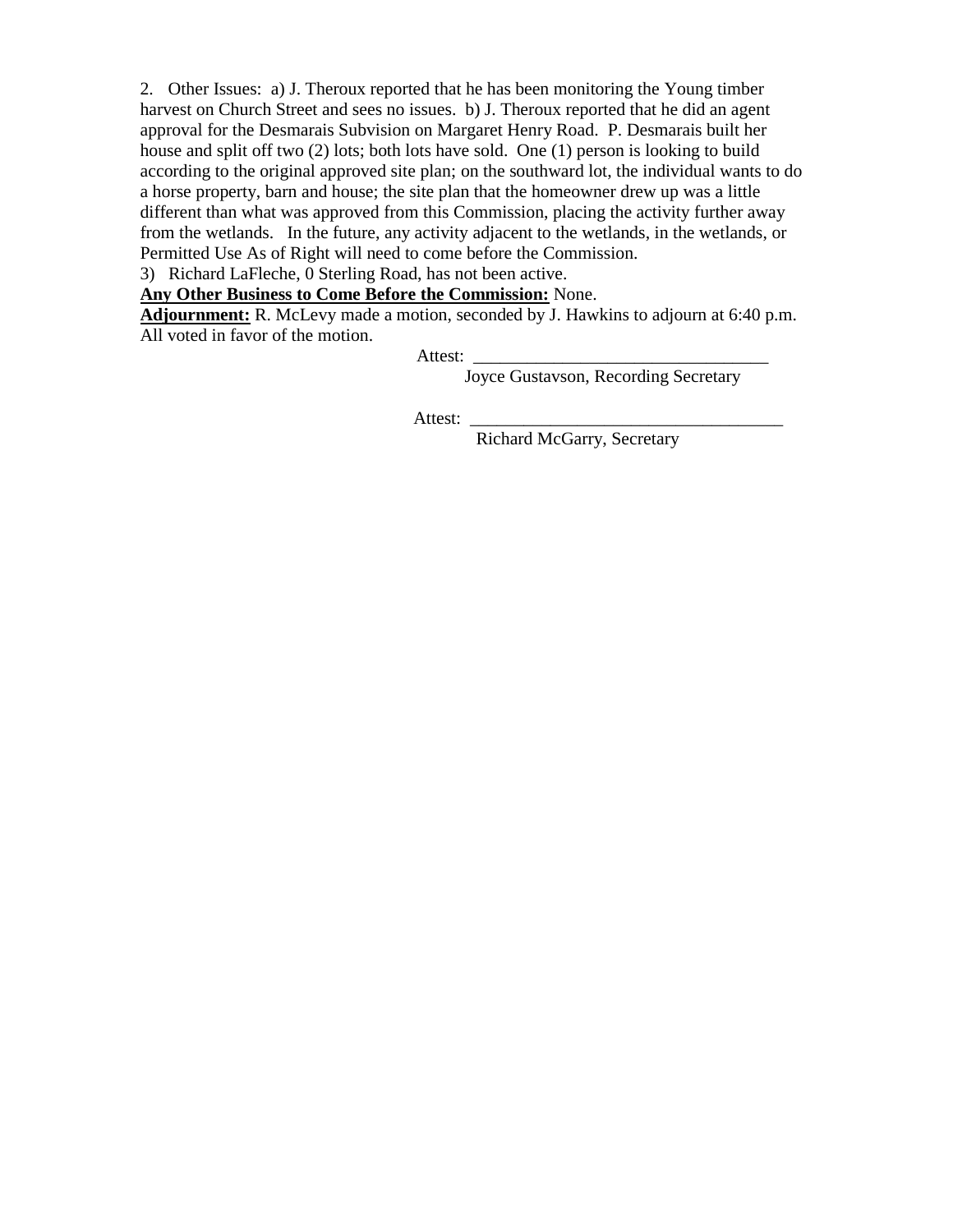2. Other Issues: a) J. Theroux reported that he has been monitoring the Young timber harvest on Church Street and sees no issues. b) J. Theroux reported that he did an agent approval for the Desmarais Subvision on Margaret Henry Road. P. Desmarais built her house and split off two (2) lots; both lots have sold. One (1) person is looking to build according to the original approved site plan; on the southward lot, the individual wants to do a horse property, barn and house; the site plan that the homeowner drew up was a little different than what was approved from this Commission, placing the activity further away from the wetlands. In the future, any activity adjacent to the wetlands, in the wetlands, or Permitted Use As of Right will need to come before the Commission.

3) Richard LaFleche, 0 Sterling Road, has not been active.

**Any Other Business to Come Before the Commission:** None.

**Adjournment:** R. McLevy made a motion, seconded by J. Hawkins to adjourn at 6:40 p.m. All voted in favor of the motion.

Attest: _________________________________
Joyce Gustavson, Recording Secretary

Attest: ___________________________________
Richard McGarry, Secretary